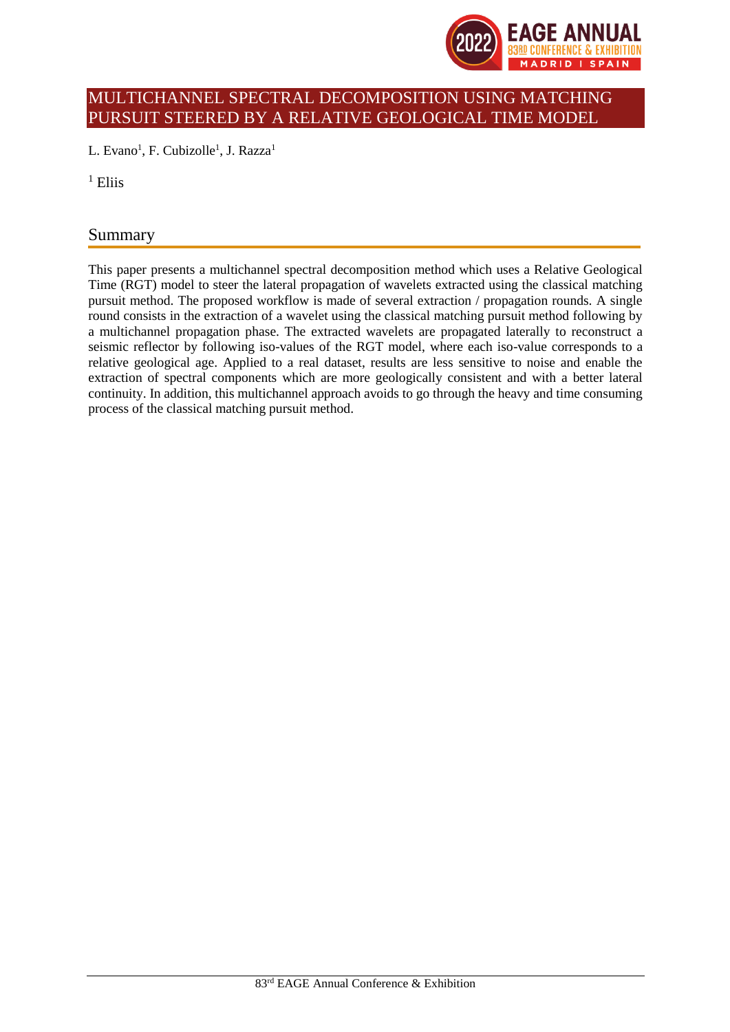# MULTICHANNEL SPECTRAL DECOMPOSITION USING MATCHING PURSUIT STEERED BY A RELATIVE GEOLOGICAL TIME MODEL

L. Evano[1], F. Cubizolle[1], J. Razza[1]

[1] Eliis

## Summary

This paper presents a multichannel spectral decomposition method which uses a Relative Geological Time (RGT) model to steer the lateral propagation of wavelets extracted using the classical matching pursuit method. The proposed workflow is made of several extraction / propagation rounds. A single round consists in the extraction of a wavelet using the classical matching pursuit method following by a multichannel propagation phase. The extracted wavelets are propagated laterally to reconstruct a seismic reflector by following iso-values of the RGT model, where each iso-value corresponds to a relative geological age. Applied to a real dataset, results are less sensitive to noise and enable the extraction of spectral components which are more geologically consistent and with a better lateral continuity. In addition, this multichannel approach avoids to go through the heavy and time consuming process of the classical matching pursuit method.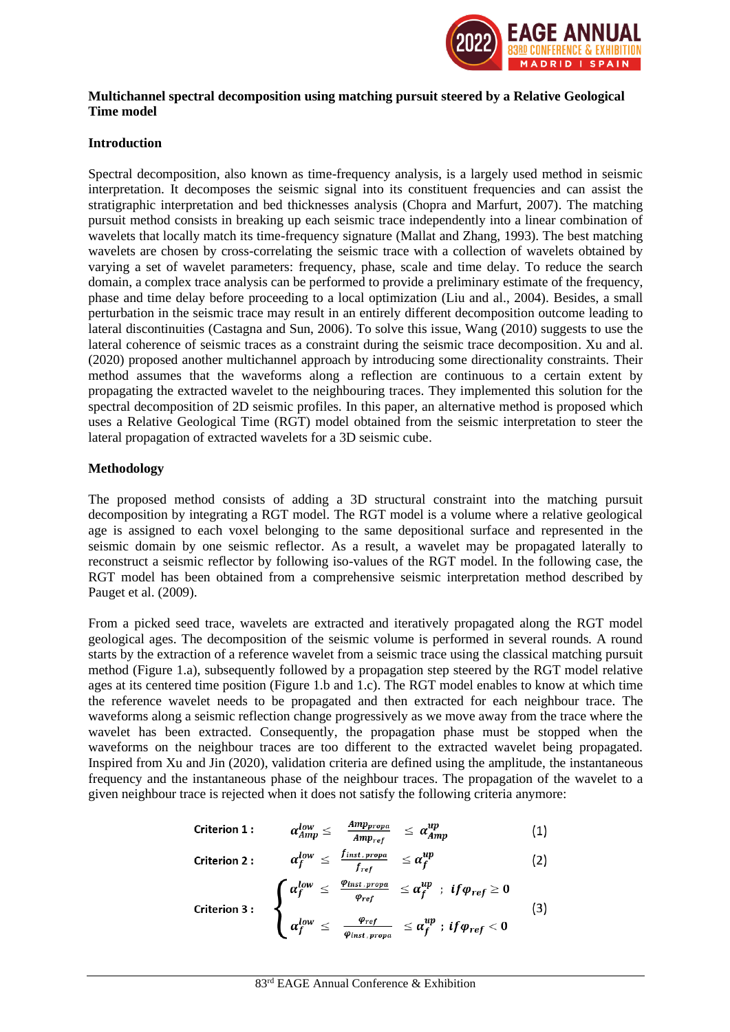**Multichannel spectral decomposition using matching pursuit steered by a Relative Geological Time model**

## Introduction

Spectral decomposition, also known as time-frequency analysis, is a largely used method in seismic interpretation. It decomposes the seismic signal into its constituent frequencies and can assist the stratigraphic interpretation and bed thicknesses analysis (Chopra and Marfurt, 2007). The matching pursuit method consists in breaking up each seismic trace independently into a linear combination of wavelets that locally match its time-frequency signature (Mallat and Zhang, 1993). The best matching wavelets are chosen by cross-correlating the seismic trace with a collection of wavelets obtained by varying a set of wavelet parameters: frequency, phase, scale and time delay. To reduce the search domain, a complex trace analysis can be performed to provide a preliminary estimate of the frequency, phase and time delay before proceeding to a local optimization (Liu and al., 2004). Besides, a small perturbation in the seismic trace may result in an entirely different decomposition outcome leading to lateral discontinuities (Castagna and Sun, 2006). To solve this issue, Wang (2010) suggests to use the lateral coherence of seismic traces as a constraint during the seismic trace decomposition. Xu and al. (2020) proposed another multichannel approach by introducing some directionality constraints. Their method assumes that the waveforms along a reflection are continuous to a certain extent by propagating the extracted wavelet to the neighbouring traces. They implemented this solution for the spectral decomposition of 2D seismic profiles. In this paper, an alternative method is proposed which uses a Relative Geological Time (RGT) model obtained from the seismic interpretation to steer the lateral propagation of extracted wavelets for a 3D seismic cube.

## Methodology

The proposed method consists of adding a 3D structural constraint into the matching pursuit decomposition by integrating a RGT model. The RGT model is a volume where a relative geological age is assigned to each voxel belonging to the same depositional surface and represented in the seismic domain by one seismic reflector. As a result, a wavelet may be propagated laterally to reconstruct a seismic reflector by following iso-values of the RGT model. In the following case, the RGT model has been obtained from a comprehensive seismic interpretation method described by Pauget et al. (2009).

From a picked seed trace, wavelets are extracted and iteratively propagated along the RGT model geological ages. The decomposition of the seismic volume is performed in several rounds. A round starts by the extraction of a reference wavelet from a seismic trace using the classical matching pursuit method (Figure 1.a), subsequently followed by a propagation step steered by the RGT model relative ages at its centered time position (Figure 1.b and 1.c). The RGT model enables to know at which time the reference wavelet needs to be propagated and then extracted for each neighbour trace. The waveforms along a seismic reflection change progressively as we move away from the trace where the wavelet has been extracted. Consequently, the propagation phase must be stopped when the waveforms on the neighbour traces are too different to the extracted wavelet being propagated. Inspired from Xu and Jin (2020), validation criteria are defined using the amplitude, the instantaneous frequency and the instantaneous phase of the neighbour traces. The propagation of the wavelet to a given neighbour trace is rejected when it does not satisfy the following criteria anymore:

$$\textbf{Criterion 1:} \quad \alpha_{Amp}^{low} \leq \frac{Amp_{propa}}{Amp_{ref}} \leq \alpha_{Amp}^{up} \tag{1}$$

$$\textbf{Criterion 2:} \quad \alpha_{f}^{low} \leq \frac{f_{inst,propa}}{f_{ref}} \leq \alpha_{f}^{up} \tag{2}$$

$$\textbf{Criterion 3:} \quad \begin{cases} \alpha_{f}^{low} \leq \dfrac{\varphi_{inst,propa}}{\varphi_{ref}} \leq \alpha_{f}^{up} \; ; \; if\, \varphi_{ref} \geq 0 \\[2ex] \alpha_{f}^{low} \leq \dfrac{\varphi_{ref}}{\varphi_{inst,propa}} \leq \alpha_{f}^{up} \; ; \; if\, \varphi_{ref} < 0 \end{cases} \tag{3}$$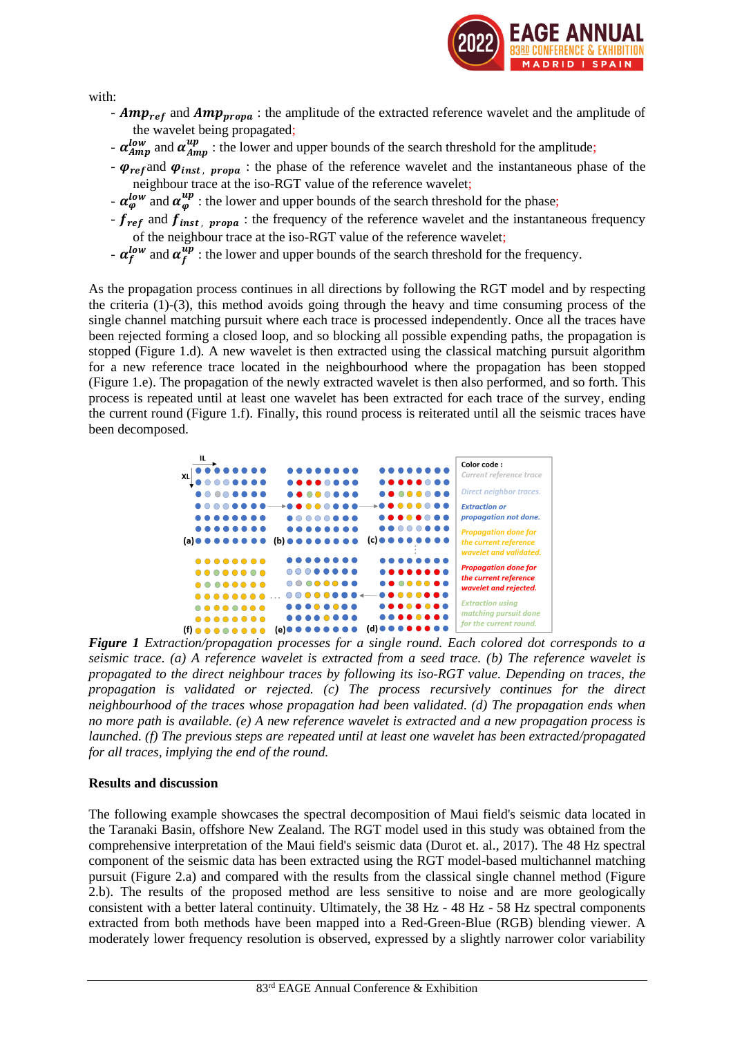with:

- $\boldsymbol{Amp_{ref}}$ and $\boldsymbol{Amp_{propa}}$ : the amplitude of the extracted reference wavelet and the amplitude of the wavelet being propagated;
- $\boldsymbol{\alpha_{Amp}^{low}}$ and $\boldsymbol{\alpha_{Amp}^{up}}$ : the lower and upper bounds of the search threshold for the amplitude;
- $\boldsymbol{\varphi_{ref}}$ and $\boldsymbol{\varphi_{inst,\ propa}}$ : the phase of the reference wavelet and the instantaneous phase of the neighbour trace at the iso-RGT value of the reference wavelet;
- $\boldsymbol{\alpha_{\varphi}^{low}}$ and $\boldsymbol{\alpha_{\varphi}^{up}}$ : the lower and upper bounds of the search threshold for the phase;
- $\boldsymbol{f_{ref}}$ and $\boldsymbol{f_{inst,\ propa}}$ : the frequency of the reference wavelet and the instantaneous frequency of the neighbour trace at the iso-RGT value of the reference wavelet;
- $\boldsymbol{\alpha_{f}^{low}}$ and $\boldsymbol{\alpha_{f}^{up}}$ : the lower and upper bounds of the search threshold for the frequency.

As the propagation process continues in all directions by following the RGT model and by respecting the criteria (1)-(3), this method avoids going through the heavy and time consuming process of the single channel matching pursuit where each trace is processed independently. Once all the traces have been rejected forming a closed loop, and so blocking all possible expending paths, the propagation is stopped (Figure 1.d). A new wavelet is then extracted using the classical matching pursuit algorithm for a new reference trace located in the neighbourhood where the propagation has been stopped (Figure 1.e). The propagation of the newly extracted wavelet is then also performed, and so forth. This process is repeated until at least one wavelet has been extracted for each trace of the survey, ending the current round (Figure 1.f). Finally, this round process is reiterated until all the seismic traces have been decomposed.

*Figure 1* *Extraction/propagation processes for a single round. Each colored dot corresponds to a seismic trace. (a) A reference wavelet is extracted from a seed trace. (b) The reference wavelet is propagated to the direct neighbour traces by following its iso-RGT value. Depending on traces, the propagation is validated or rejected. (c) The process recursively continues for the direct neighbourhood of the traces whose propagation had been validated. (d) The propagation ends when no more path is available. (e) A new reference wavelet is extracted and a new propagation process is launched. (f) The previous steps are repeated until at least one wavelet has been extracted/propagated for all traces, implying the end of the round.*

**Results and discussion**

The following example showcases the spectral decomposition of Maui field's seismic data located in the Taranaki Basin, offshore New Zealand. The RGT model used in this study was obtained from the comprehensive interpretation of the Maui field's seismic data (Durot et. al., 2017). The 48 Hz spectral component of the seismic data has been extracted using the RGT model-based multichannel matching pursuit (Figure 2.a) and compared with the results from the classical single channel method (Figure 2.b). The results of the proposed method are less sensitive to noise and are more geologically consistent with a better lateral continuity. Ultimately, the 38 Hz - 48 Hz - 58 Hz spectral components extracted from both methods have been mapped into a Red-Green-Blue (RGB) blending viewer. A moderately lower frequency resolution is observed, expressed by a slightly narrower color variability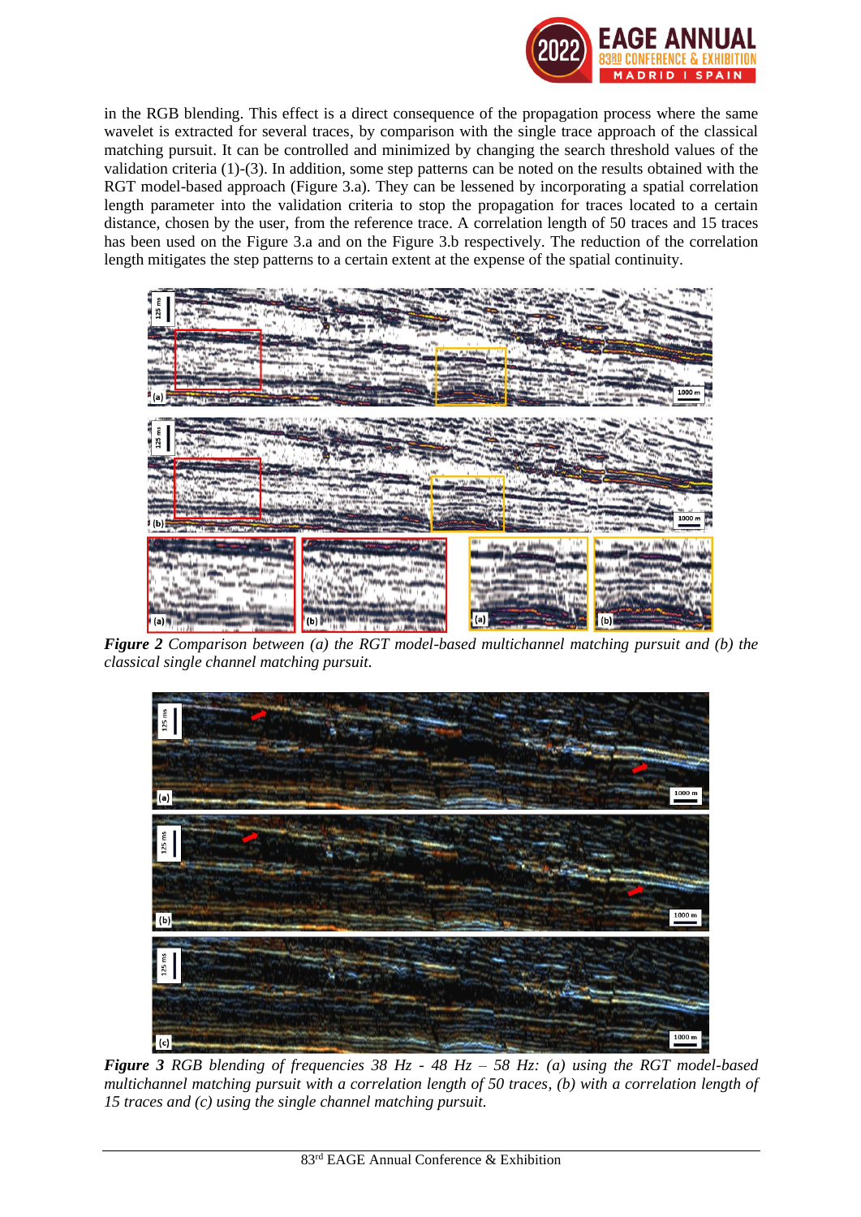in the RGB blending. This effect is a direct consequence of the propagation process where the same wavelet is extracted for several traces, by comparison with the single trace approach of the classical matching pursuit. It can be controlled and minimized by changing the search threshold values of the validation criteria (1)-(3). In addition, some step patterns can be noted on the results obtained with the RGT model-based approach (Figure 3.a). They can be lessened by incorporating a spatial correlation length parameter into the validation criteria to stop the propagation for traces located to a certain distance, chosen by the user, from the reference trace. A correlation length of 50 traces and 15 traces has been used on the Figure 3.a and on the Figure 3.b respectively. The reduction of the correlation length mitigates the step patterns to a certain extent at the expense of the spatial continuity.

***Figure 2*** *Comparison between (a) the RGT model-based multichannel matching pursuit and (b) the classical single channel matching pursuit.*

***Figure 3*** *RGB blending of frequencies 38 Hz - 48 Hz – 58 Hz: (a) using the RGT model-based multichannel matching pursuit with a correlation length of 50 traces, (b) with a correlation length of 15 traces and (c) using the single channel matching pursuit.*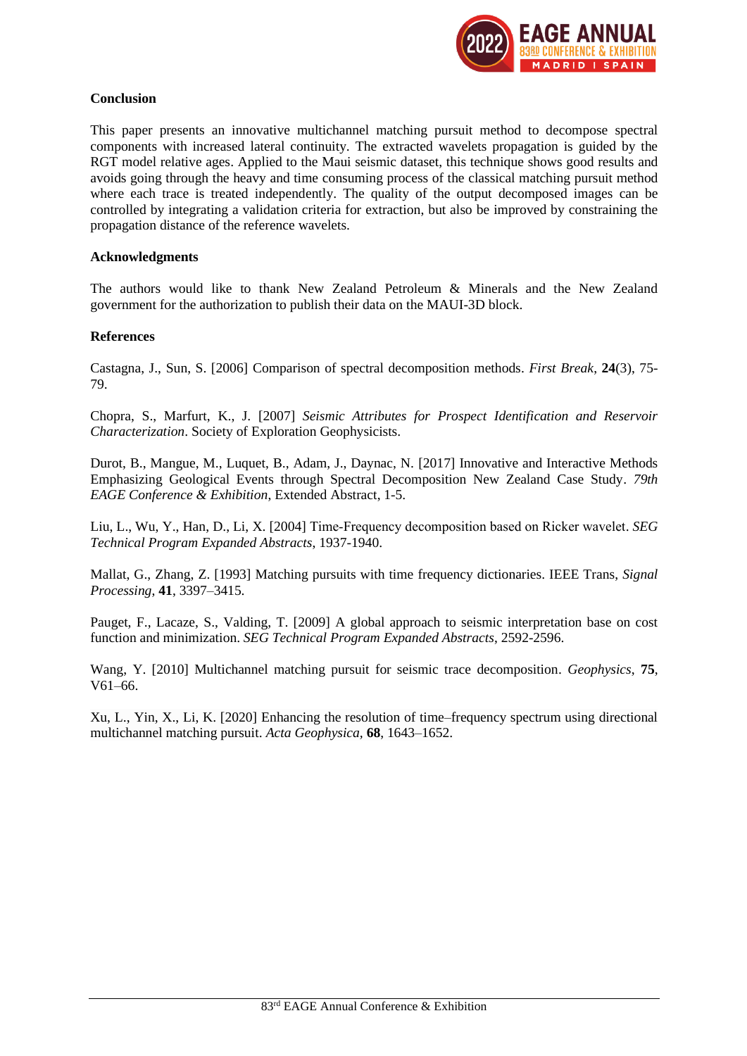## Conclusion

This paper presents an innovative multichannel matching pursuit method to decompose spectral components with increased lateral continuity. The extracted wavelets propagation is guided by the RGT model relative ages. Applied to the Maui seismic dataset, this technique shows good results and avoids going through the heavy and time consuming process of the classical matching pursuit method where each trace is treated independently. The quality of the output decomposed images can be controlled by integrating a validation criteria for extraction, but also be improved by constraining the propagation distance of the reference wavelets.

## Acknowledgments

The authors would like to thank New Zealand Petroleum & Minerals and the New Zealand government for the authorization to publish their data on the MAUI-3D block.

## References

Castagna, J., Sun, S. [2006] Comparison of spectral decomposition methods. *First Break*, **24**(3), 75-79.

Chopra, S., Marfurt, K., J. [2007] *Seismic Attributes for Prospect Identification and Reservoir Characterization*. Society of Exploration Geophysicists.

Durot, B., Mangue, M., Luquet, B., Adam, J., Daynac, N. [2017] Innovative and Interactive Methods Emphasizing Geological Events through Spectral Decomposition New Zealand Case Study. *79th EAGE Conference & Exhibition*, Extended Abstract, 1-5.

Liu, L., Wu, Y., Han, D., Li, X. [2004] Time-Frequency decomposition based on Ricker wavelet. *SEG Technical Program Expanded Abstracts*, 1937-1940.

Mallat, G., Zhang, Z. [1993] Matching pursuits with time frequency dictionaries. IEEE Trans, *Signal Processing*, **41**, 3397–3415.

Pauget, F., Lacaze, S., Valding, T. [2009] A global approach to seismic interpretation base on cost function and minimization. *SEG Technical Program Expanded Abstracts*, 2592-2596.

Wang, Y. [2010] Multichannel matching pursuit for seismic trace decomposition. *Geophysics*, **75**, V61–66.

Xu, L., Yin, X., Li, K. [2020] Enhancing the resolution of time–frequency spectrum using directional multichannel matching pursuit. *Acta Geophysica*, **68**, 1643–1652.